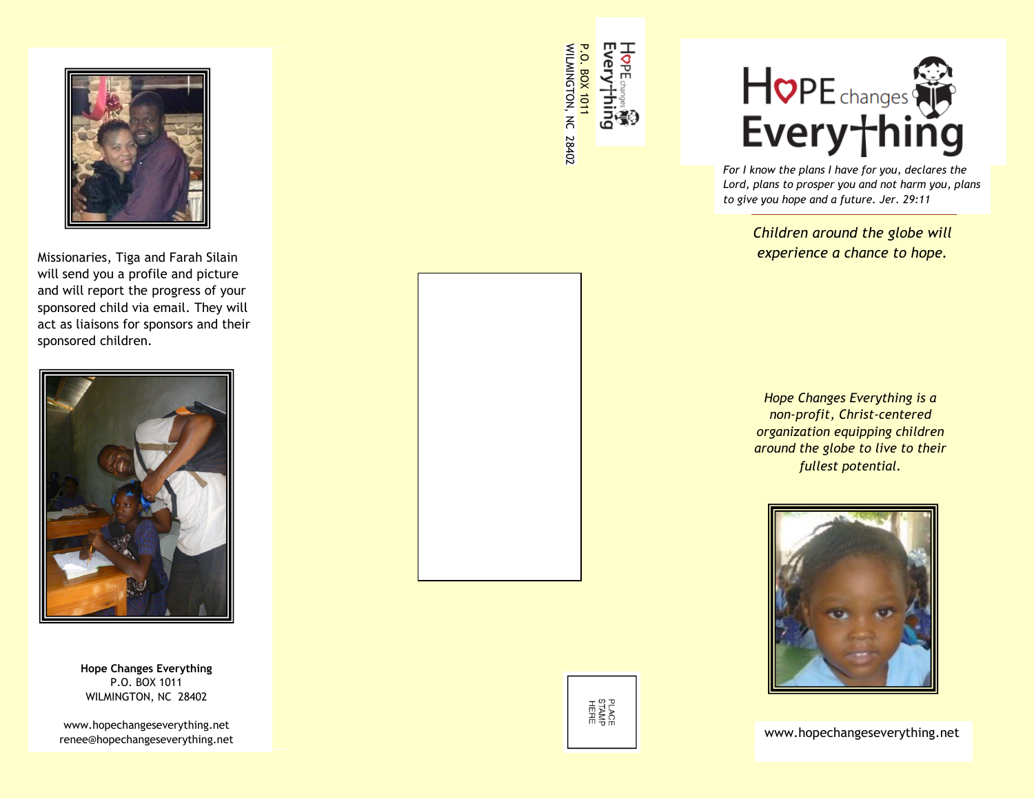Missionaries, Tiga and Farah Silain will send you a profile and picture and will report the progress of your sponsored child via email. They will act as liaisons for sponsors and their sponsored children.

**Hope Changes Everything**
P.O. BOX 1011
WILMINGTON, NC 28402

www.hopechangeseverything.net
renee@hopechangeseverything.net

Hope changes Everything
P.O. BOX 1011
WILMINGTON, NC 28402

PLACE STAMP HERE

# HOPE changes Everything

*For I know the plans I have for you, declares the Lord, plans to prosper you and not harm you, plans to give you hope and a future. Jer. 29:11*

*Children around the globe will experience a chance to hope.*

*Hope Changes Everything is a non-profit, Christ-centered organization equipping children around the globe to live to their fullest potential.*

www.hopechangeseverything.net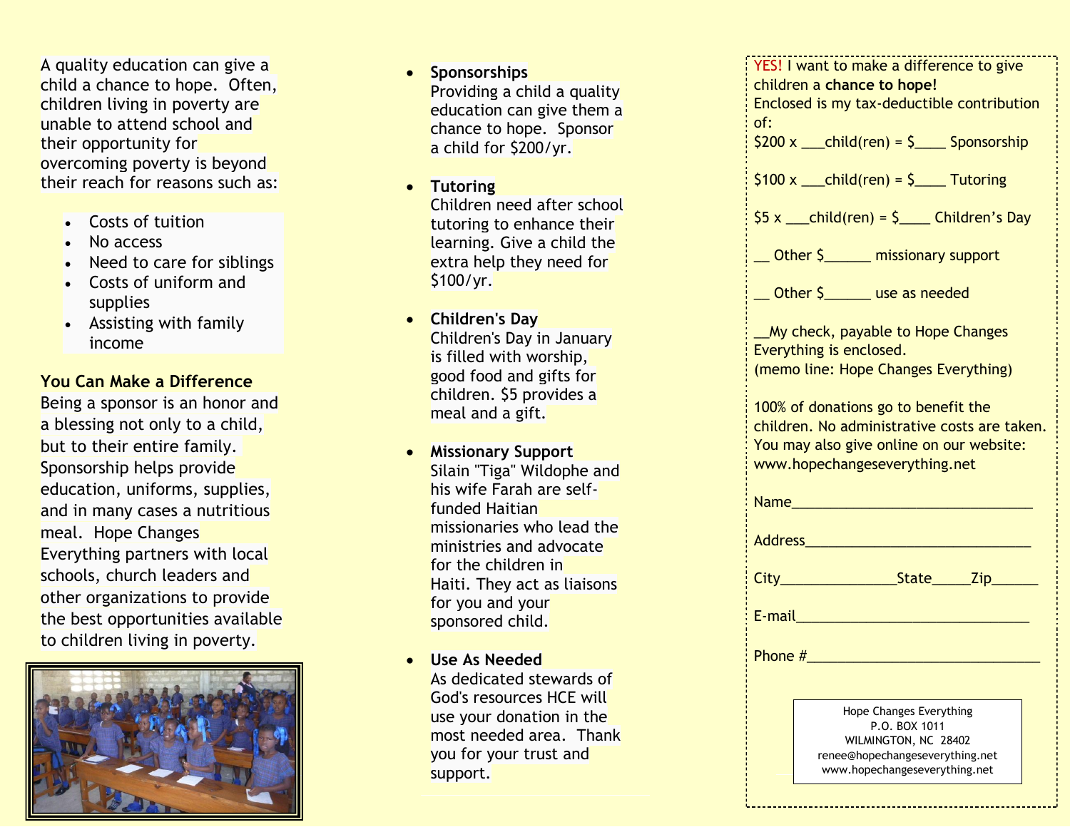A quality education can give a child a chance to hope. Often, children living in poverty are unable to attend school and their opportunity for overcoming poverty is beyond their reach for reasons such as:

- Costs of tuition
- No access
- Need to care for siblings
- Costs of uniform and supplies
- Assisting with family income

**You Can Make a Difference**

Being a sponsor is an honor and a blessing not only to a child, but to their entire family. Sponsorship helps provide education, uniforms, supplies, and in many cases a nutritious meal. Hope Changes Everything partners with local schools, church leaders and other organizations to provide the best opportunities available to children living in poverty.

- **Sponsorships**
  Providing a child a quality education can give them a chance to hope. Sponsor a child for $200/yr.

- **Tutoring**
  Children need after school tutoring to enhance their learning. Give a child the extra help they need for $100/yr.

- **Children's Day**
  Children's Day in January is filled with worship, good food and gifts for children. $5 provides a meal and a gift.

- **Missionary Support**
  Silain "Tiga" Wildophe and his wife Farah are self-funded Haitian missionaries who lead the ministries and advocate for the children in Haiti. They act as liaisons for you and your sponsored child.

- **Use As Needed**
  As dedicated stewards of God's resources HCE will use your donation in the most needed area. Thank you for your trust and support.

YES! I want to make a difference to give children a **chance to hope!**
Enclosed is my tax-deductible contribution of:

$200 x ___child(ren) = $____ Sponsorship

$100 x ___child(ren) = $____ Tutoring

$5 x ___child(ren) = $____ Children's Day

__ Other $______ missionary support

__ Other $______ use as needed

__My check, payable to Hope Changes Everything is enclosed.
(memo line: Hope Changes Everything)

100% of donations go to benefit the children. No administrative costs are taken. You may also give online on our website: www.hopechangeseverything.net

Name_______________________________

Address_____________________________

City_______________State_____Zip______

E-mail______________________________

Phone #_____________________________

Hope Changes Everything
P.O. BOX 1011
WILMINGTON, NC 28402
renee@hopechangeseverything.net
www.hopechangeseverything.net